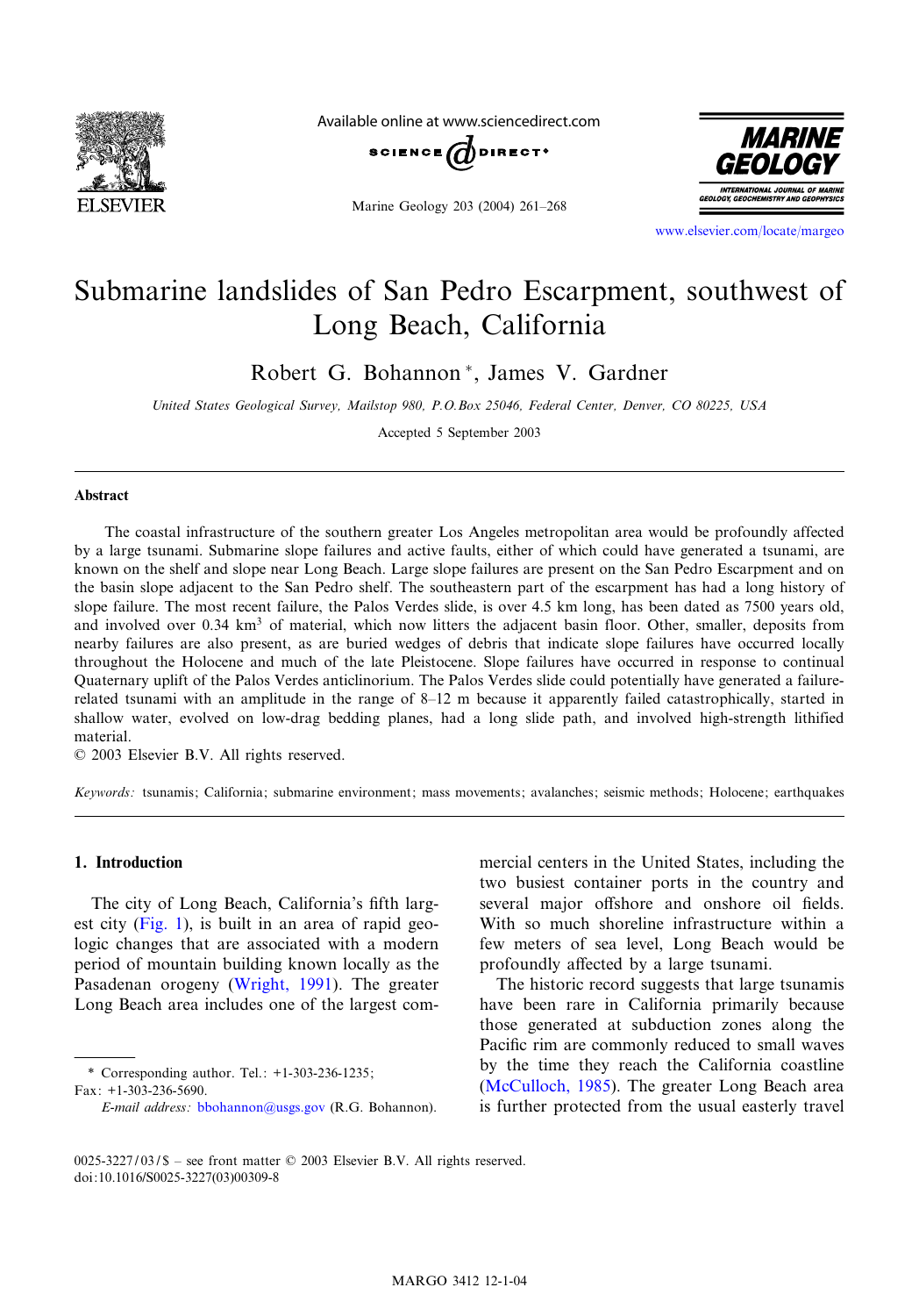# Submarine landslides of San Pedro Escarpment, southwest of Long Beach, California

Robert G. Bohannon*, James V. Gardner

*United States Geological Survey, Mailstop 980, P.O.Box 25046, Federal Center, Denver, CO 80225, USA*

Accepted 5 September 2003

## Abstract

The coastal infrastructure of the southern greater Los Angeles metropolitan area would be profoundly affected by a large tsunami. Submarine slope failures and active faults, either of which could have generated a tsunami, are known on the shelf and slope near Long Beach. Large slope failures are present on the San Pedro Escarpment and on the basin slope adjacent to the San Pedro shelf. The southeastern part of the escarpment has had a long history of slope failure. The most recent failure, the Palos Verdes slide, is over 4.5 km long, has been dated as 7500 years old, and involved over 0.34 $km^3$ of material, which now litters the adjacent basin floor. Other, smaller, deposits from nearby failures are also present, as are buried wedges of debris that indicate slope failures have occurred locally throughout the Holocene and much of the late Pleistocene. Slope failures have occurred in response to continual Quaternary uplift of the Palos Verdes anticlinorium. The Palos Verdes slide could potentially have generated a failure-related tsunami with an amplitude in the range of 8–12 m because it apparently failed catastrophically, started in shallow water, evolved on low-drag bedding planes, had a long slide path, and involved high-strength lithified material.

© 2003 Elsevier B.V. All rights reserved.

*Keywords:* tsunamis; California; submarine environment; mass movements; avalanches; seismic methods; Holocene; earthquakes

## 1. Introduction

The city of Long Beach, California's fifth largest city (Fig. 1), is built in an area of rapid geologic changes that are associated with a modern period of mountain building known locally as the Pasadenan orogeny (Wright, 1991). The greater Long Beach area includes one of the largest commercial centers in the United States, including the two busiest container ports in the country and several major offshore and onshore oil fields. With so much shoreline infrastructure within a few meters of sea level, Long Beach would be profoundly affected by a large tsunami.

The historic record suggests that large tsunamis have been rare in California primarily because those generated at subduction zones along the Pacific rim are commonly reduced to small waves by the time they reach the California coastline (McCulloch, 1985). The greater Long Beach area is further protected from the usual easterly travel

* Corresponding author. Tel.: +1-303-236-1235; Fax: +1-303-236-5690.
*E-mail address:* bbohannon@usgs.gov (R.G. Bohannon).

0025-3227/03/$ – see front matter © 2003 Elsevier B.V. All rights reserved.
doi:10.1016/S0025-3227(03)00309-8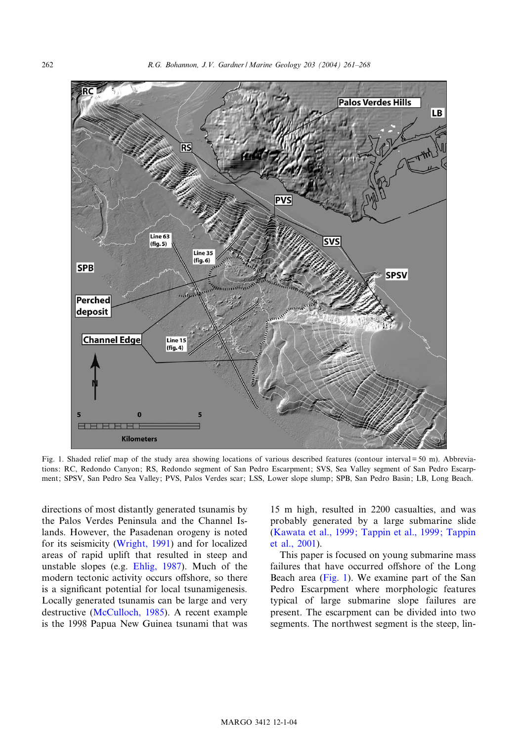Fig. 1. Shaded relief map of the study area showing locations of various described features (contour interval = 50 m). Abbreviations: RC, Redondo Canyon; RS, Redondo segment of San Pedro Escarpment; SVS, Sea Valley segment of San Pedro Escarpment; SPSV, San Pedro Sea Valley; PVS, Palos Verdes scar; LSS, Lower slope slump; SPB, San Pedro Basin; LB, Long Beach.

directions of most distantly generated tsunamis by the Palos Verdes Peninsula and the Channel Islands. However, the Pasadenan orogeny is noted for its seismicity (Wright, 1991) and for localized areas of rapid uplift that resulted in steep and unstable slopes (e.g. Ehlig, 1987). Much of the modern tectonic activity occurs offshore, so there is a significant potential for local tsunamigenesis. Locally generated tsunamis can be large and very destructive (McCulloch, 1985). A recent example is the 1998 Papua New Guinea tsunami that was 15 m high, resulted in 2200 casualties, and was probably generated by a large submarine slide (Kawata et al., 1999; Tappin et al., 1999; Tappin et al., 2001).

This paper is focused on young submarine mass failures that have occurred offshore of the Long Beach area (Fig. 1). We examine part of the San Pedro Escarpment where morphologic features typical of large submarine slope failures are present. The escarpment can be divided into two segments. The northwest segment is the steep, lin-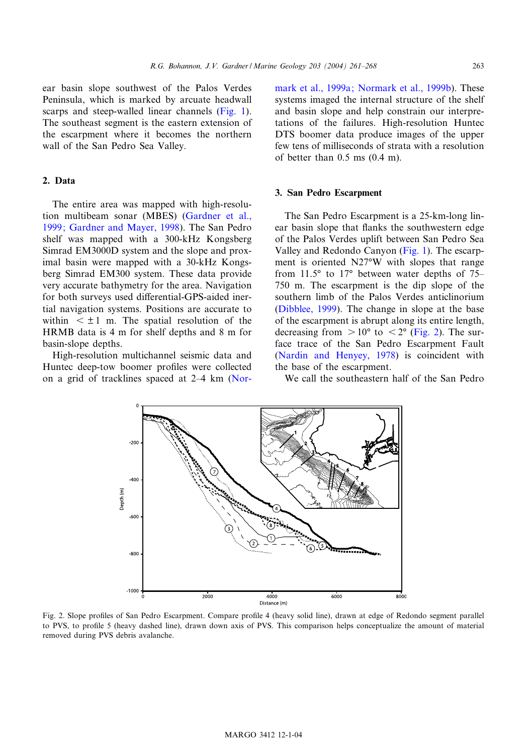ear basin slope southwest of the Palos Verdes Peninsula, which is marked by arcuate headwall scarps and steep-walled linear channels (Fig. 1). The southeast segment is the eastern extension of the escarpment where it becomes the northern wall of the San Pedro Sea Valley.

## 2. Data

The entire area was mapped with high-resolution multibeam sonar (MBES) (Gardner et al., 1999; Gardner and Mayer, 1998). The San Pedro shelf was mapped with a 300-kHz Kongsberg Simrad EM3000D system and the slope and proximal basin were mapped with a 30-kHz Kongsberg Simrad EM300 system. These data provide very accurate bathymetry for the area. Navigation for both surveys used differential-GPS-aided inertial navigation systems. Positions are accurate to within $< \pm 1$ m. The spatial resolution of the HRMB data is 4 m for shelf depths and 8 m for basin-slope depths.

High-resolution multichannel seismic data and Huntec deep-tow boomer profiles were collected on a grid of tracklines spaced at 2–4 km (Normark et al., 1999a; Normark et al., 1999b). These systems imaged the internal structure of the shelf and basin slope and help constrain our interpretations of the failures. High-resolution Huntec DTS boomer data produce images of the upper few tens of milliseconds of strata with a resolution of better than 0.5 ms (0.4 m).

## 3. San Pedro Escarpment

The San Pedro Escarpment is a 25-km-long linear basin slope that flanks the southwestern edge of the Palos Verdes uplift between San Pedro Sea Valley and Redondo Canyon (Fig. 1). The escarpment is oriented N27°W with slopes that range from 11.5° to 17° between water depths of 75–750 m. The escarpment is the dip slope of the southern limb of the Palos Verdes anticlinorium (Dibblee, 1999). The change in slope at the base of the escarpment is abrupt along its entire length, decreasing from $> 10°$ to $< 2°$ (Fig. 2). The surface trace of the San Pedro Escarpment Fault (Nardin and Henyey, 1978) is coincident with the base of the escarpment.

We call the southeastern half of the San Pedro

Fig. 2. Slope profiles of San Pedro Escarpment. Compare profile 4 (heavy solid line), drawn at edge of Redondo segment parallel to PVS, to profile 5 (heavy dashed line), drawn down axis of PVS. This comparison helps conceptualize the amount of material removed during PVS debris avalanche.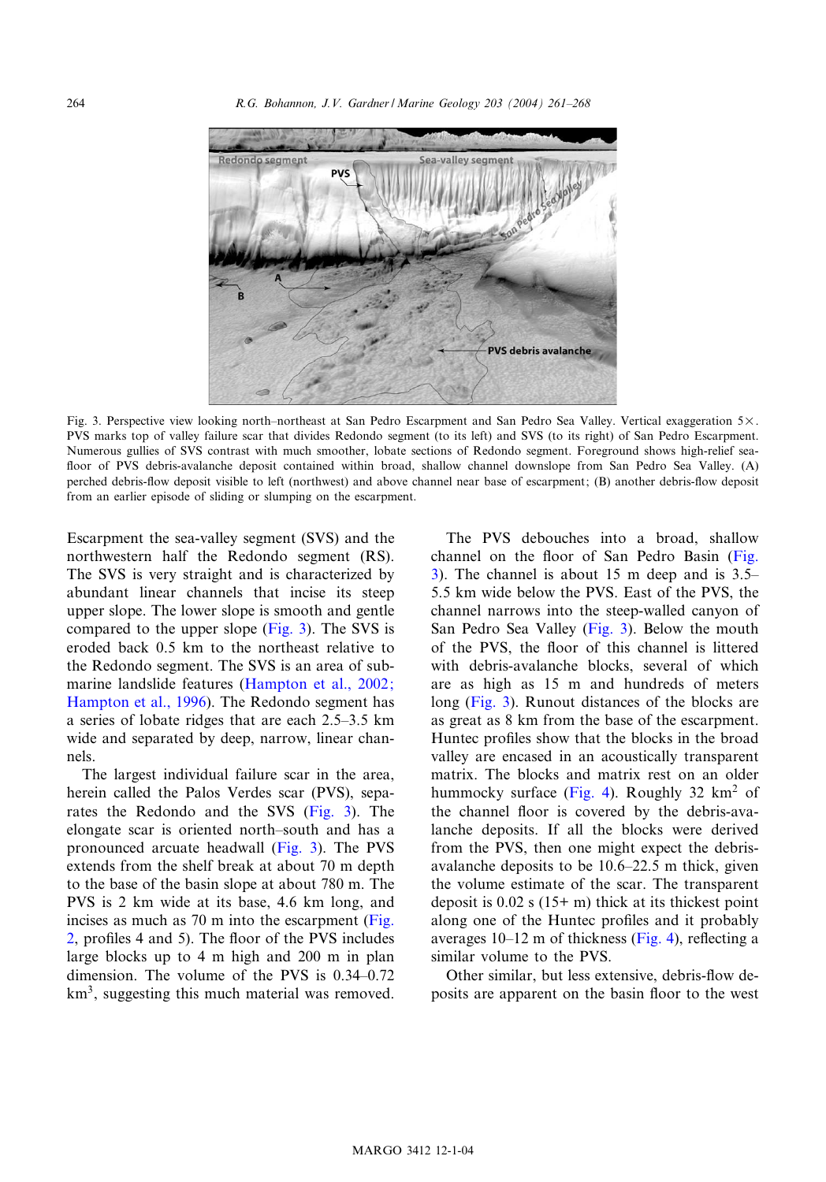Fig. 3. Perspective view looking north–northeast at San Pedro Escarpment and San Pedro Sea Valley. Vertical exaggeration 5×. PVS marks top of valley failure scar that divides Redondo segment (to its left) and SVS (to its right) of San Pedro Escarpment. Numerous gullies of SVS contrast with much smoother, lobate sections of Redondo segment. Foreground shows high-relief seafloor of PVS debris-avalanche deposit contained within broad, shallow channel downslope from San Pedro Sea Valley. (A) perched debris-flow deposit visible to left (northwest) and above channel near base of escarpment; (B) another debris-flow deposit from an earlier episode of sliding or slumping on the escarpment.

Escarpment the sea-valley segment (SVS) and the northwestern half the Redondo segment (RS). The SVS is very straight and is characterized by abundant linear channels that incise its steep upper slope. The lower slope is smooth and gentle compared to the upper slope (Fig. 3). The SVS is eroded back 0.5 km to the northeast relative to the Redondo segment. The SVS is an area of submarine landslide features (Hampton et al., 2002; Hampton et al., 1996). The Redondo segment has a series of lobate ridges that are each 2.5–3.5 km wide and separated by deep, narrow, linear channels.

The largest individual failure scar in the area, herein called the Palos Verdes scar (PVS), separates the Redondo and the SVS (Fig. 3). The elongate scar is oriented north–south and has a pronounced arcuate headwall (Fig. 3). The PVS extends from the shelf break at about 70 m depth to the base of the basin slope at about 780 m. The PVS is 2 km wide at its base, 4.6 km long, and incises as much as 70 m into the escarpment (Fig. 2, profiles 4 and 5). The floor of the PVS includes large blocks up to 4 m high and 200 m in plan dimension. The volume of the PVS is 0.34–0.72 $km^3$, suggesting this much material was removed.

The PVS debouches into a broad, shallow channel on the floor of San Pedro Basin (Fig. 3). The channel is about 15 m deep and is 3.5–5.5 km wide below the PVS. East of the PVS, the channel narrows into the steep-walled canyon of San Pedro Sea Valley (Fig. 3). Below the mouth of the PVS, the floor of this channel is littered with debris-avalanche blocks, several of which are as high as 15 m and hundreds of meters long (Fig. 3). Runout distances of the blocks are as great as 8 km from the base of the escarpment. Huntec profiles show that the blocks in the broad valley are encased in an acoustically transparent matrix. The blocks and matrix rest on an older hummocky surface (Fig. 4). Roughly 32 $km^2$ of the channel floor is covered by the debris-avalanche deposits. If all the blocks were derived from the PVS, then one might expect the debris-avalanche deposits to be 10.6–22.5 m thick, given the volume estimate of the scar. The transparent deposit is 0.02 s (15+ m) thick at its thickest point along one of the Huntec profiles and it probably averages 10–12 m of thickness (Fig. 4), reflecting a similar volume to the PVS.

Other similar, but less extensive, debris-flow deposits are apparent on the basin floor to the west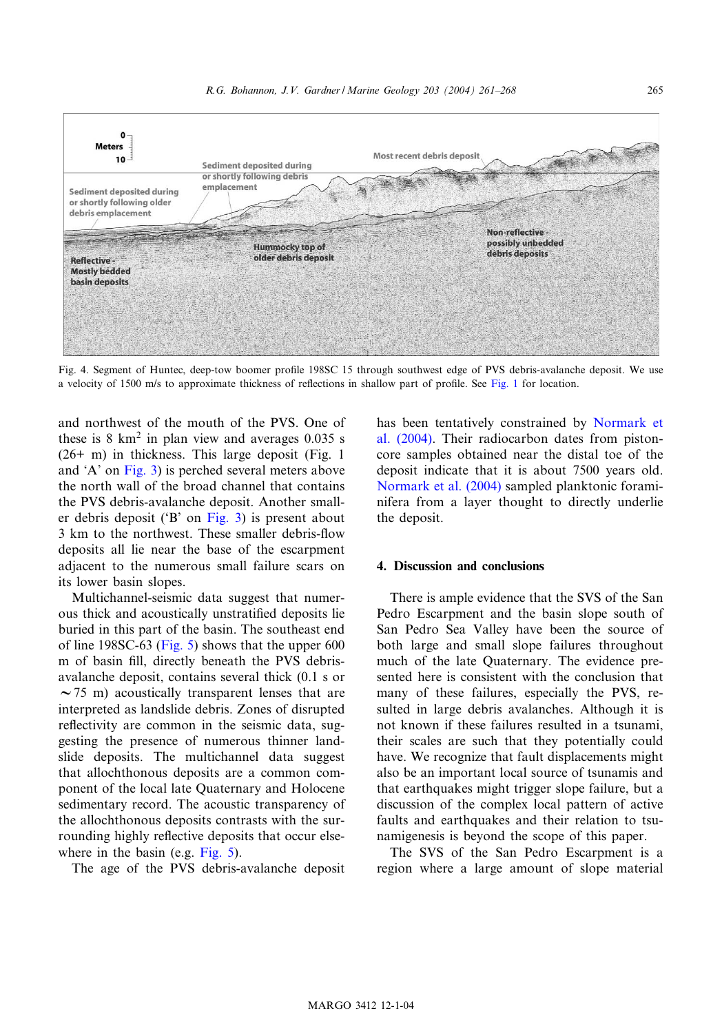Fig. 4. Segment of Huntec, deep-tow boomer profile 198SC 15 through southwest edge of PVS debris-avalanche deposit. We use a velocity of 1500 m/s to approximate thickness of reflections in shallow part of profile. See Fig. 1 for location.

and northwest of the mouth of the PVS. One of these is 8 km$^2$ in plan view and averages 0.035 s (26+ m) in thickness. This large deposit (Fig. 1 and 'A' on Fig. 3) is perched several meters above the north wall of the broad channel that contains the PVS debris-avalanche deposit. Another smaller debris deposit ('B' on Fig. 3) is present about 3 km to the northwest. These smaller debris-flow deposits all lie near the base of the escarpment adjacent to the numerous small failure scars on its lower basin slopes.

Multichannel-seismic data suggest that numerous thick and acoustically unstratified deposits lie buried in this part of the basin. The southeast end of line 198SC-63 (Fig. 5) shows that the upper 600 m of basin fill, directly beneath the PVS debris-avalanche deposit, contains several thick (0.1 s or $\sim$75 m) acoustically transparent lenses that are interpreted as landslide debris. Zones of disrupted reflectivity are common in the seismic data, suggesting the presence of numerous thinner landslide deposits. The multichannel data suggest that allochthonous deposits are a common component of the local late Quaternary and Holocene sedimentary record. The acoustic transparency of the allochthonous deposits contrasts with the surrounding highly reflective deposits that occur elsewhere in the basin (e.g. Fig. 5).

The age of the PVS debris-avalanche deposit has been tentatively constrained by Normark et al. (2004). Their radiocarbon dates from piston-core samples obtained near the distal toe of the deposit indicate that it is about 7500 years old. Normark et al. (2004) sampled planktonic foraminifera from a layer thought to directly underlie the deposit.

## 4. Discussion and conclusions

There is ample evidence that the SVS of the San Pedro Escarpment and the basin slope south of San Pedro Sea Valley have been the source of both large and small slope failures throughout much of the late Quaternary. The evidence presented here is consistent with the conclusion that many of these failures, especially the PVS, resulted in large debris avalanches. Although it is not known if these failures resulted in a tsunami, their scales are such that they potentially could have. We recognize that fault displacements might also be an important local source of tsunamis and that earthquakes might trigger slope failure, but a discussion of the complex local pattern of active faults and earthquakes and their relation to tsunamigenesis is beyond the scope of this paper.

The SVS of the San Pedro Escarpment is a region where a large amount of slope material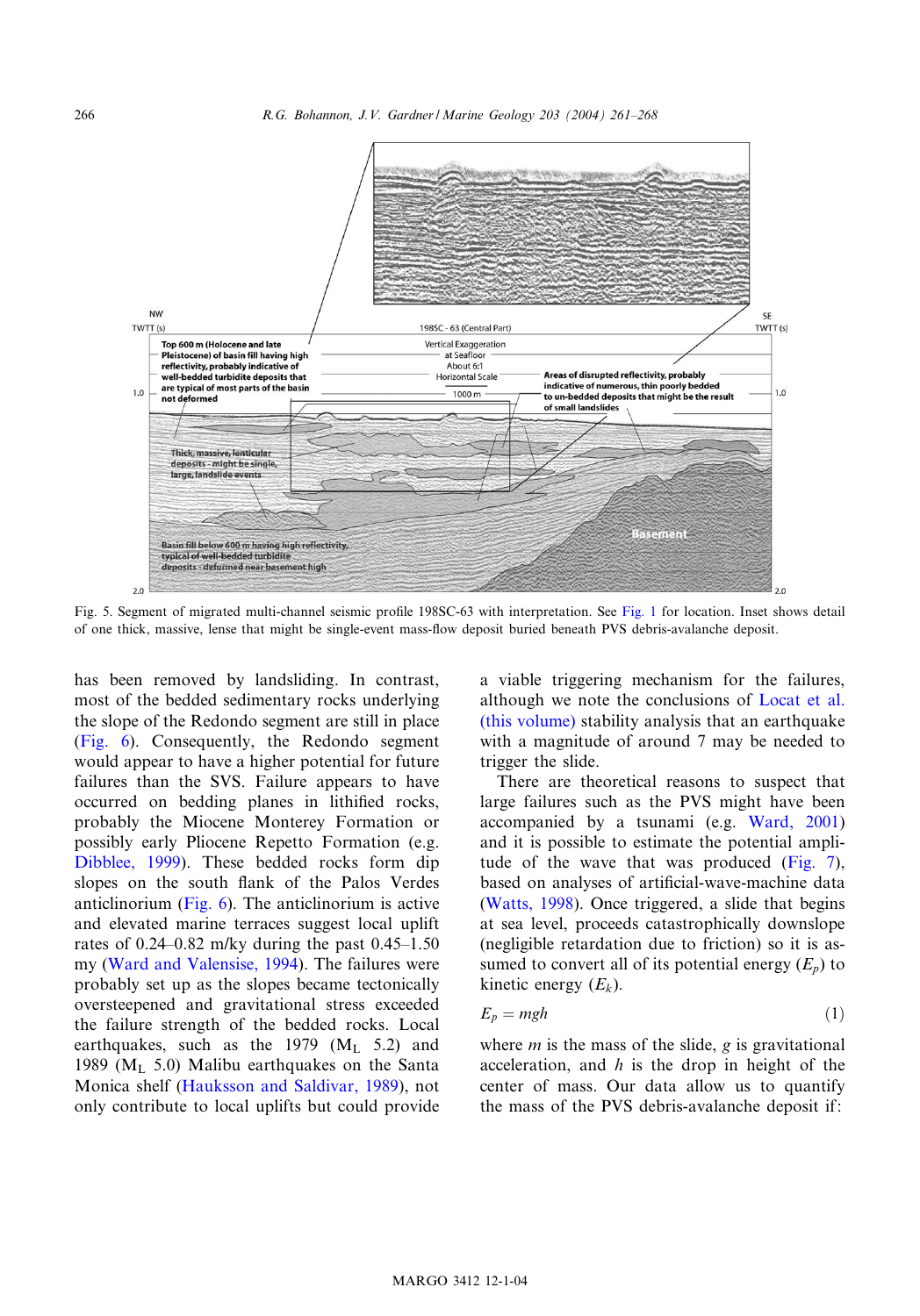Fig. 5. Segment of migrated multi-channel seismic profile 198SC-63 with interpretation. See Fig. 1 for location. Inset shows detail of one thick, massive, lense that might be single-event mass-flow deposit buried beneath PVS debris-avalanche deposit.

has been removed by landsliding. In contrast, most of the bedded sedimentary rocks underlying the slope of the Redondo segment are still in place (Fig. 6). Consequently, the Redondo segment would appear to have a higher potential for future failures than the SVS. Failure appears to have occurred on bedding planes in lithified rocks, probably the Miocene Monterey Formation or possibly early Pliocene Repetto Formation (e.g. Dibblee, 1999). These bedded rocks form dip slopes on the south flank of the Palos Verdes anticlinorium (Fig. 6). The anticlinorium is active and elevated marine terraces suggest local uplift rates of 0.24–0.82 m/ky during the past 0.45–1.50 my (Ward and Valensise, 1994). The failures were probably set up as the slopes became tectonically oversteepened and gravitational stress exceeded the failure strength of the bedded rocks. Local earthquakes, such as the 1979 ($M_L$ 5.2) and 1989 ($M_L$ 5.0) Malibu earthquakes on the Santa Monica shelf (Hauksson and Saldivar, 1989), not only contribute to local uplifts but could provide a viable triggering mechanism for the failures, although we note the conclusions of Locat et al. (this volume) stability analysis that an earthquake with a magnitude of around 7 may be needed to trigger the slide.

There are theoretical reasons to suspect that large failures such as the PVS might have been accompanied by a tsunami (e.g. Ward, 2001) and it is possible to estimate the potential amplitude of the wave that was produced (Fig. 7), based on analyses of artificial-wave-machine data (Watts, 1998). Once triggered, a slide that begins at sea level, proceeds catastrophically downslope (negligible retardation due to friction) so it is assumed to convert all of its potential energy ($E_p$) to kinetic energy ($E_k$).

$$E_p = mgh \tag{1}$$

where $m$ is the mass of the slide, $g$ is gravitational acceleration, and $h$ is the drop in height of the center of mass. Our data allow us to quantify the mass of the PVS debris-avalanche deposit if: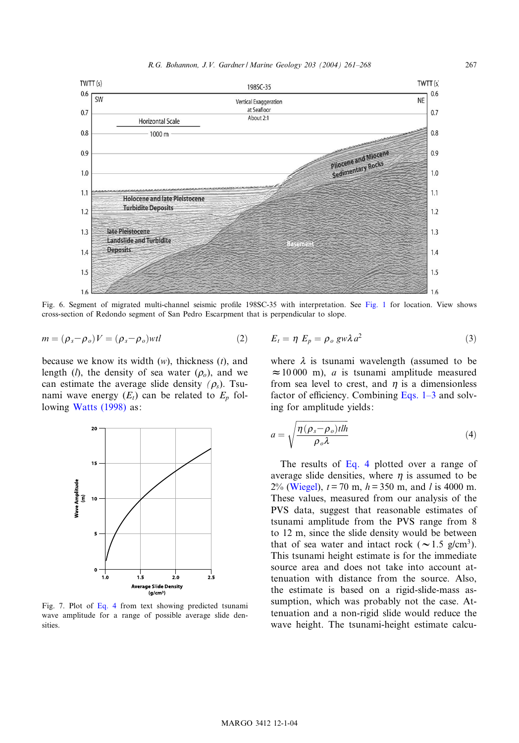Fig. 6. Segment of migrated multi-channel seismic profile 198SC-35 with interpretation. See Fig. 1 for location. View shows cross-section of Redondo segment of San Pedro Escarpment that is perpendicular to slope.

$$m = (\rho_s - \rho_o)V = (\rho_s - \rho_o)wtl \tag{2}$$

because we know its width ($w$), thickness ($t$), and length ($l$), the density of sea water ($\rho_o$), and we can estimate the average slide density ($\rho_s$). Tsunami wave energy ($E_t$) can be related to $E_p$ following Watts (1998) as:

Fig. 7. Plot of Eq. 4 from text showing predicted tsunami wave amplitude for a range of possible average slide densities.

$$E_t = \eta\, E_p = \rho_o\, gw\lambda a^2 \tag{3}$$

where $\lambda$ is tsunami wavelength (assumed to be $\approx$10 000 m), $a$ is tsunami amplitude measured from sea level to crest, and $\eta$ is a dimensionless factor of efficiency. Combining Eqs. 1–3 and solving for amplitude yields:

$$a = \sqrt{\frac{\eta(\rho_s - \rho_o)tlh}{\rho_o \lambda}} \tag{4}$$

The results of Eq. 4 plotted over a range of average slide densities, where $\eta$ is assumed to be 2% (Wiegel), $t = 70$ m, $h = 350$ m, and $l$ is 4000 m. These values, measured from our analysis of the PVS data, suggest that reasonable estimates of tsunami amplitude from the PVS range from 8 to 12 m, since the slide density would be between that of sea water and intact rock ($\sim$1.5 g/cm$^3$). This tsunami height estimate is for the immediate source area and does not take into account attenuation with distance from the source. Also, the estimate is based on a rigid-slide-mass assumption, which was probably not the case. Attenuation and a non-rigid slide would reduce the wave height. The tsunami-height estimate calcu-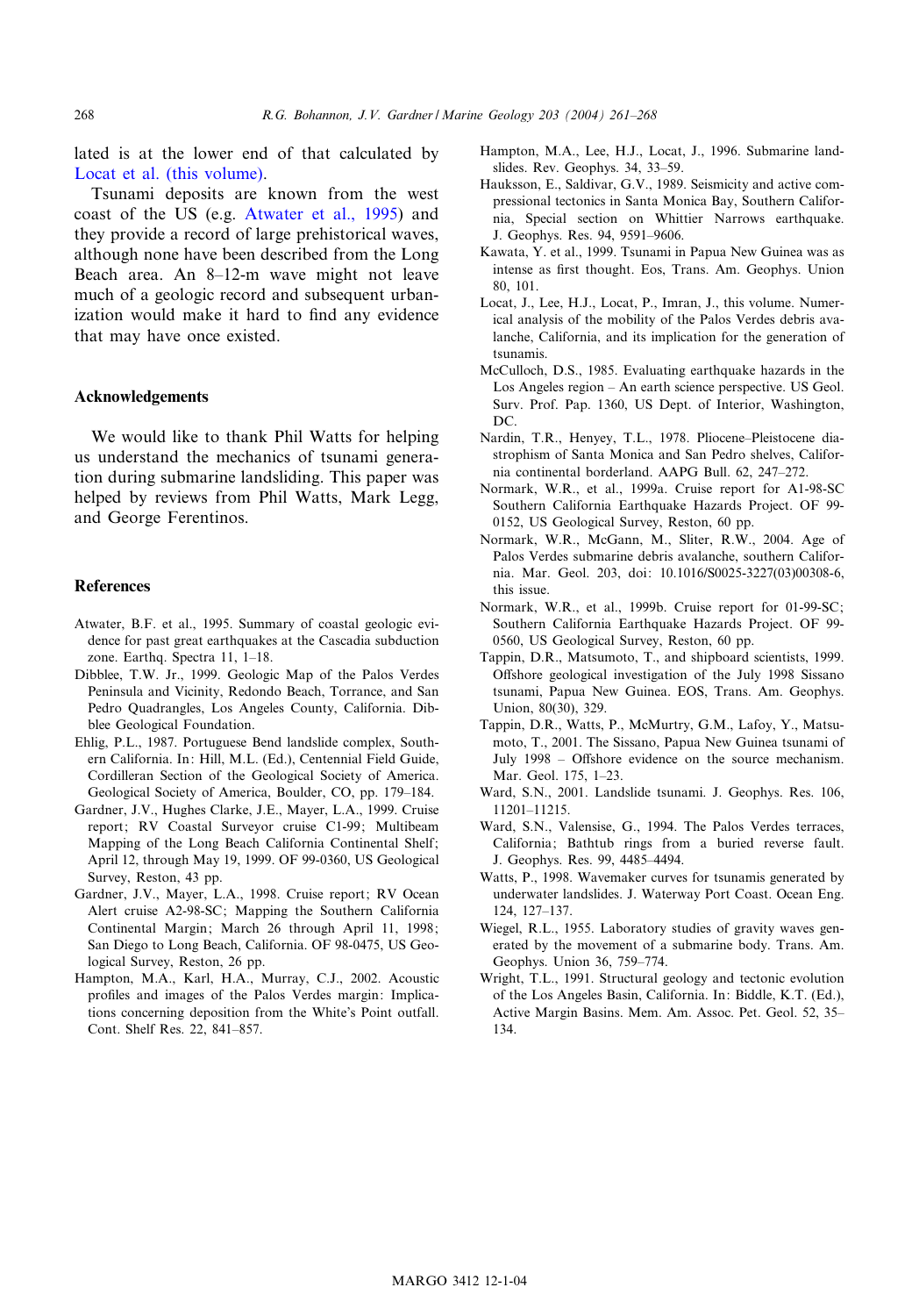lated is at the lower end of that calculated by Locat et al. (this volume).

Tsunami deposits are known from the west coast of the US (e.g. Atwater et al., 1995) and they provide a record of large prehistorical waves, although none have been described from the Long Beach area. An 8–12-m wave might not leave much of a geologic record and subsequent urbanization would make it hard to find any evidence that may have once existed.

## Acknowledgements

We would like to thank Phil Watts for helping us understand the mechanics of tsunami generation during submarine landsliding. This paper was helped by reviews from Phil Watts, Mark Legg, and George Ferentinos.

## References

Atwater, B.F. et al., 1995. Summary of coastal geologic evidence for past great earthquakes at the Cascadia subduction zone. Earthq. Spectra 11, 1–18.

Dibblee, T.W. Jr., 1999. Geologic Map of the Palos Verdes Peninsula and Vicinity, Redondo Beach, Torrance, and San Pedro Quadrangles, Los Angeles County, California. Dibblee Geological Foundation.

Ehlig, P.L., 1987. Portuguese Bend landslide complex, Southern California. In: Hill, M.L. (Ed.), Centennial Field Guide, Cordilleran Section of the Geological Society of America. Geological Society of America, Boulder, CO, pp. 179–184.

Gardner, J.V., Hughes Clarke, J.E., Mayer, L.A., 1999. Cruise report; RV Coastal Surveyor cruise C1-99; Multibeam Mapping of the Long Beach California Continental Shelf; April 12, through May 19, 1999. OF 99-0360, US Geological Survey, Reston, 43 pp.

Gardner, J.V., Mayer, L.A., 1998. Cruise report; RV Ocean Alert cruise A2-98-SC; Mapping the Southern California Continental Margin; March 26 through April 11, 1998; San Diego to Long Beach, California. OF 98-0475, US Geological Survey, Reston, 26 pp.

Hampton, M.A., Karl, H.A., Murray, C.J., 2002. Acoustic profiles and images of the Palos Verdes margin: Implications concerning deposition from the White's Point outfall. Cont. Shelf Res. 22, 841–857.

Hampton, M.A., Lee, H.J., Locat, J., 1996. Submarine landslides. Rev. Geophys. 34, 33–59.

Hauksson, E., Saldivar, G.V., 1989. Seismicity and active compressional tectonics in Santa Monica Bay, Southern California, Special section on Whittier Narrows earthquake. J. Geophys. Res. 94, 9591–9606.

Kawata, Y. et al., 1999. Tsunami in Papua New Guinea was as intense as first thought. Eos, Trans. Am. Geophys. Union 80, 101.

Locat, J., Lee, H.J., Locat, P., Imran, J., this volume. Numerical analysis of the mobility of the Palos Verdes debris avalanche, California, and its implication for the generation of tsunamis.

McCulloch, D.S., 1985. Evaluating earthquake hazards in the Los Angeles region – An earth science perspective. US Geol. Surv. Prof. Pap. 1360, US Dept. of Interior, Washington, DC.

Nardin, T.R., Henyey, T.L., 1978. Pliocene–Pleistocene diastrophism of Santa Monica and San Pedro shelves, California continental borderland. AAPG Bull. 62, 247–272.

Normark, W.R., et al., 1999a. Cruise report for A1-98-SC Southern California Earthquake Hazards Project. OF 99-0152, US Geological Survey, Reston, 60 pp.

Normark, W.R., McGann, M., Sliter, R.W., 2004. Age of Palos Verdes submarine debris avalanche, southern California. Mar. Geol. 203, doi: 10.1016/S0025-3227(03)00308-6, this issue.

Normark, W.R., et al., 1999b. Cruise report for 01-99-SC; Southern California Earthquake Hazards Project. OF 99-0560, US Geological Survey, Reston, 60 pp.

Tappin, D.R., Matsumoto, T., and shipboard scientists, 1999. Offshore geological investigation of the July 1998 Sissano tsunami, Papua New Guinea. EOS, Trans. Am. Geophys. Union, 80(30), 329.

Tappin, D.R., Watts, P., McMurtry, G.M., Lafoy, Y., Matsumoto, T., 2001. The Sissano, Papua New Guinea tsunami of July 1998 – Offshore evidence on the source mechanism. Mar. Geol. 175, 1–23.

Ward, S.N., 2001. Landslide tsunami. J. Geophys. Res. 106, 11201–11215.

Ward, S.N., Valensise, G., 1994. The Palos Verdes terraces, California; Bathtub rings from a buried reverse fault. J. Geophys. Res. 99, 4485–4494.

Watts, P., 1998. Wavemaker curves for tsunamis generated by underwater landslides. J. Waterway Port Coast. Ocean Eng. 124, 127–137.

Wiegel, R.L., 1955. Laboratory studies of gravity waves generated by the movement of a submarine body. Trans. Am. Geophys. Union 36, 759–774.

Wright, T.L., 1991. Structural geology and tectonic evolution of the Los Angeles Basin, California. In: Biddle, K.T. (Ed.), Active Margin Basins. Mem. Am. Assoc. Pet. Geol. 52, 35–134.